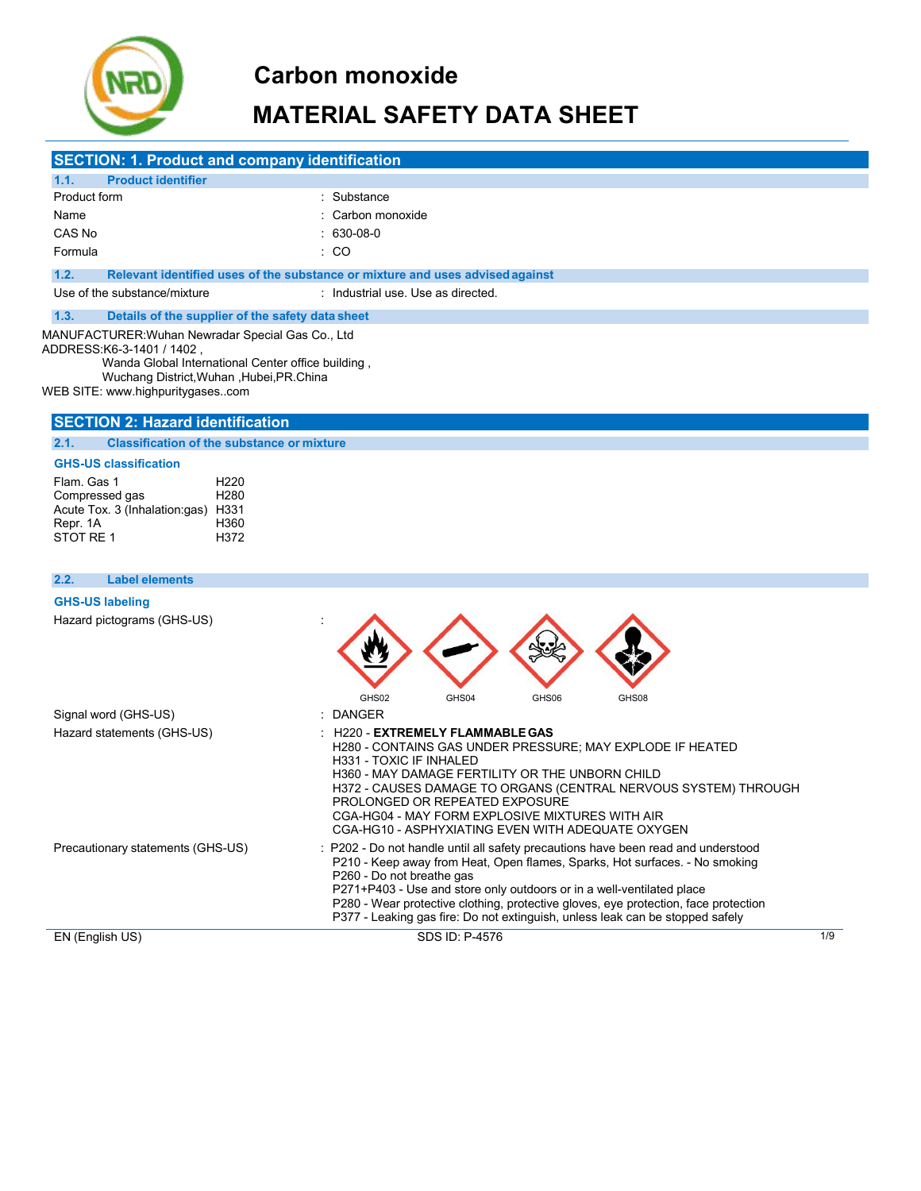# Carbon monoxide

# MATERIAL SAFETY DATA SHEET

## SECTION: 1. Product and company identification

### 1.1. Product identifier

| | |
|---|---|
| Product form | : Substance |
| Name | : Carbon monoxide |
| CAS No | : 630-08-0 |
| Formula | : CO |

### 1.2. Relevant identified uses of the substance or mixture and uses advised against

| | |
|---|---|
| Use of the substance/mixture | : Industrial use. Use as directed. |

### 1.3. Details of the supplier of the safety data sheet

MANUFACTURER:Wuhan Newradar Special Gas Co., Ltd
ADDRESS:K6-3-1401 / 1402 ,
Wanda Global International Center office building ,
Wuchang District,Wuhan ,Hubei,PR.China
WEB SITE: www.highpuritygases..com

## SECTION 2: Hazard identification

### 2.1. Classification of the substance or mixture

**GHS-US classification**

| | |
|---|---|
| Flam. Gas 1 | H220 |
| Compressed gas | H280 |
| Acute Tox. 3 (Inhalation:gas) | H331 |
| Repr. 1A | H360 |
| STOT RE 1 | H372 |

### 2.2. Label elements

**GHS-US labeling**

Hazard pictograms (GHS-US) : GHS02 GHS04 GHS06 GHS08

Signal word (GHS-US) : DANGER

Hazard statements (GHS-US) :
H220 - **EXTREMELY FLAMMABLE GAS**
H280 - CONTAINS GAS UNDER PRESSURE; MAY EXPLODE IF HEATED
H331 - TOXIC IF INHALED
H360 - MAY DAMAGE FERTILITY OR THE UNBORN CHILD
H372 - CAUSES DAMAGE TO ORGANS (CENTRAL NERVOUS SYSTEM) THROUGH PROLONGED OR REPEATED EXPOSURE
CGA-HG04 - MAY FORM EXPLOSIVE MIXTURES WITH AIR
CGA-HG10 - ASPHYXIATING EVEN WITH ADEQUATE OXYGEN

Precautionary statements (GHS-US) :
P202 - Do not handle until all safety precautions have been read and understood
P210 - Keep away from Heat, Open flames, Sparks, Hot surfaces. - No smoking
P260 - Do not breathe gas
P271+P403 - Use and store only outdoors or in a well-ventilated place
P280 - Wear protective clothing, protective gloves, eye protection, face protection
P377 - Leaking gas fire: Do not extinguish, unless leak can be stopped safely

EN (English US) SDS ID: P-4576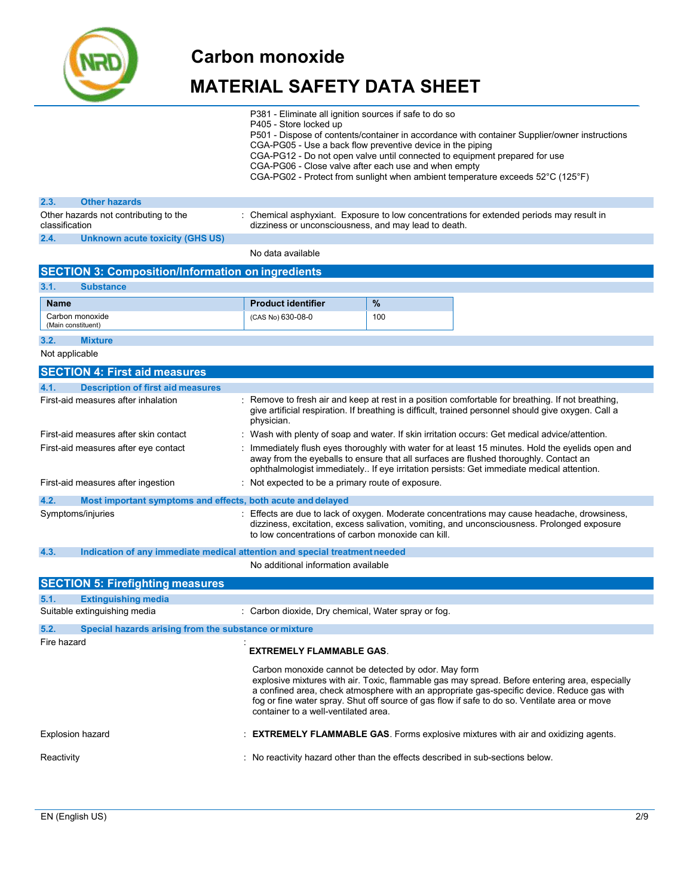P381 - Eliminate all ignition sources if safe to do so
P405 - Store locked up
P501 - Dispose of contents/container in accordance with container Supplier/owner instructions
CGA-PG05 - Use a back flow preventive device in the piping
CGA-PG12 - Do not open valve until connected to equipment prepared for use
CGA-PG06 - Close valve after each use and when empty
CGA-PG02 - Protect from sunlight when ambient temperature exceeds 52°C (125°F)

### 2.3. Other hazards

Other hazards not contributing to the classification : Chemical asphyxiant. Exposure to low concentrations for extended periods may result in dizziness or unconsciousness, and may lead to death.

### 2.4. Unknown acute toxicity (GHS US)

No data available

## SECTION 3: Composition/Information on ingredients

### 3.1. Substance

| Name | Product identifier | % |
|---|---|---|
| Carbon monoxide (Main constituent) | (CAS No) 630-08-0 | 100 |

### 3.2. Mixture

Not applicable

## SECTION 4: First aid measures

### 4.1. Description of first aid measures

First-aid measures after inhalation : Remove to fresh air and keep at rest in a position comfortable for breathing. If not breathing, give artificial respiration. If breathing is difficult, trained personnel should give oxygen. Call a physician.

First-aid measures after skin contact : Wash with plenty of soap and water. If skin irritation occurs: Get medical advice/attention.

First-aid measures after eye contact : Immediately flush eyes thoroughly with water for at least 15 minutes. Hold the eyelids open and away from the eyeballs to ensure that all surfaces are flushed thoroughly. Contact an ophthalmologist immediately.. If eye irritation persists: Get immediate medical attention.

First-aid measures after ingestion : Not expected to be a primary route of exposure.

### 4.2. Most important symptoms and effects, both acute and delayed

Symptoms/injuries : Effects are due to lack of oxygen. Moderate concentrations may cause headache, drowsiness, dizziness, excitation, excess salvation, vomiting, and unconsciousness. Prolonged exposure to low concentrations of carbon monoxide can kill.

### 4.3. Indication of any immediate medical attention and special treatment needed

No additional information available

## SECTION 5: Firefighting measures

### 5.1. Extinguishing media

Suitable extinguishing media : Carbon dioxide, Dry chemical, Water spray or fog.

### 5.2. Special hazards arising from the substance or mixture

Fire hazard :

**EXTREMELY FLAMMABLE GAS**.

Carbon monoxide cannot be detected by odor. May form explosive mixtures with air. Toxic, flammable gas may spread. Before entering area, especially a confined area, check atmosphere with an appropriate gas-specific device. Reduce gas with fog or fine water spray. Shut off source of gas flow if safe to do so. Ventilate area or move container to a well-ventilated area.

Explosion hazard : **EXTREMELY FLAMMABLE GAS**. Forms explosive mixtures with air and oxidizing agents.

Reactivity : No reactivity hazard other than the effects described in sub-sections below.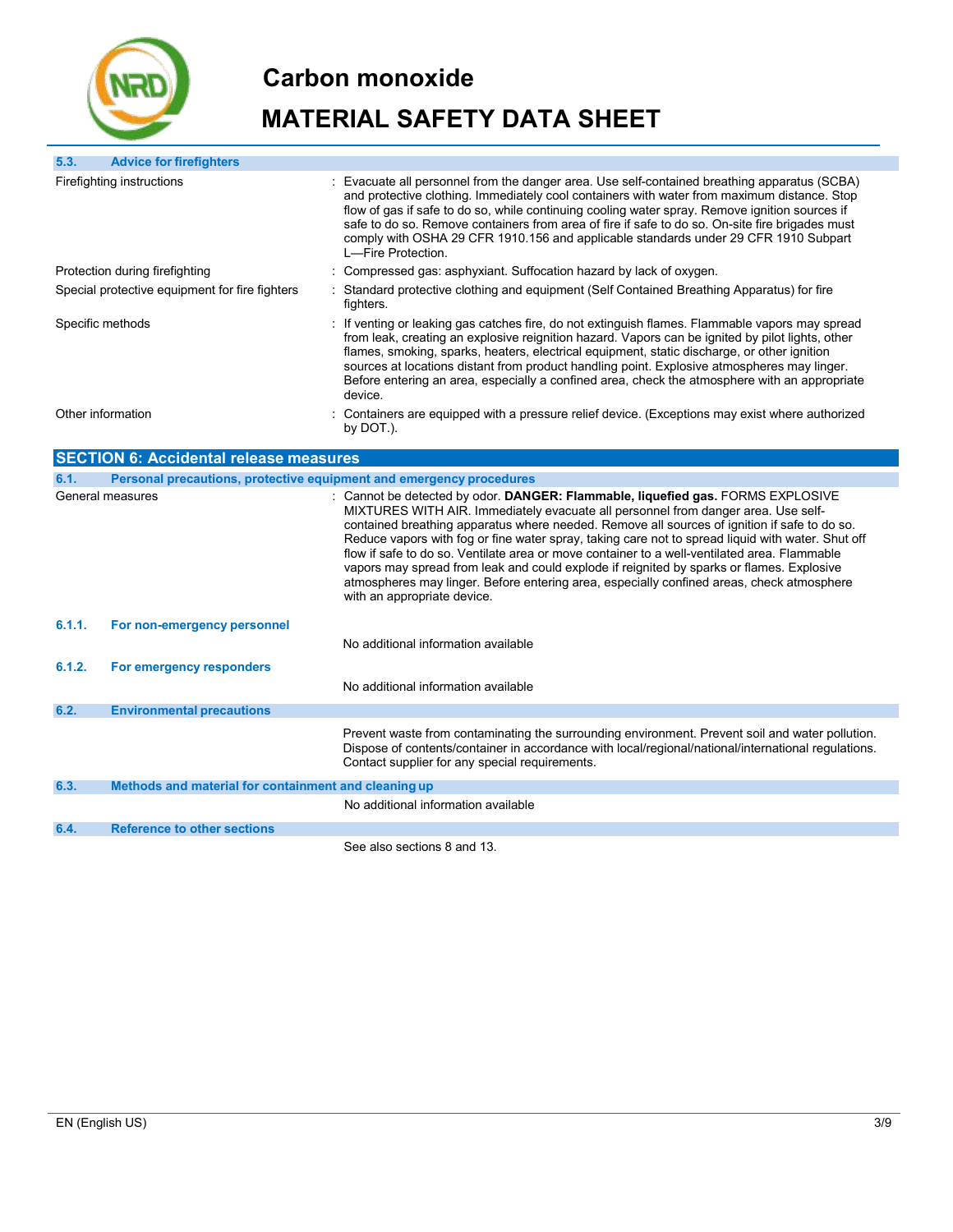### 5.3. Advice for firefighters

| | |
|---|---|
| Firefighting instructions | : Evacuate all personnel from the danger area. Use self-contained breathing apparatus (SCBA) and protective clothing. Immediately cool containers with water from maximum distance. Stop flow of gas if safe to do so, while continuing cooling water spray. Remove ignition sources if safe to do so. Remove containers from area of fire if safe to do so. On-site fire brigades must comply with OSHA 29 CFR 1910.156 and applicable standards under 29 CFR 1910 Subpart L—Fire Protection. |
| Protection during firefighting | : Compressed gas: asphyxiant. Suffocation hazard by lack of oxygen. |
| Special protective equipment for fire fighters | : Standard protective clothing and equipment (Self Contained Breathing Apparatus) for fire fighters. |
| Specific methods | : If venting or leaking gas catches fire, do not extinguish flames. Flammable vapors may spread from leak, creating an explosive reignition hazard. Vapors can be ignited by pilot lights, other flames, smoking, sparks, heaters, electrical equipment, static discharge, or other ignition sources at locations distant from product handling point. Explosive atmospheres may linger. Before entering an area, especially a confined area, check the atmosphere with an appropriate device. |
| Other information | : Containers are equipped with a pressure relief device. (Exceptions may exist where authorized by DOT.). |

## SECTION 6: Accidental release measures

### 6.1. Personal precautions, protective equipment and emergency procedures

| | |
|---|---|
| General measures | : Cannot be detected by odor. **DANGER: Flammable, liquefied gas.** FORMS EXPLOSIVE MIXTURES WITH AIR. Immediately evacuate all personnel from danger area. Use self-contained breathing apparatus where needed. Remove all sources of ignition if safe to do so. Reduce vapors with fog or fine water spray, taking care not to spread liquid with water. Shut off flow if safe to do so. Ventilate area or move container to a well-ventilated area. Flammable vapors may spread from leak and could explode if reignited by sparks or flames. Explosive atmospheres may linger. Before entering area, especially confined areas, check atmosphere with an appropriate device. |

#### 6.1.1. For non-emergency personnel

No additional information available

#### 6.1.2. For emergency responders

No additional information available

### 6.2. Environmental precautions

Prevent waste from contaminating the surrounding environment. Prevent soil and water pollution. Dispose of contents/container in accordance with local/regional/national/international regulations. Contact supplier for any special requirements.

### 6.3. Methods and material for containment and cleaning up

No additional information available

### 6.4. Reference to other sections

See also sections 8 and 13.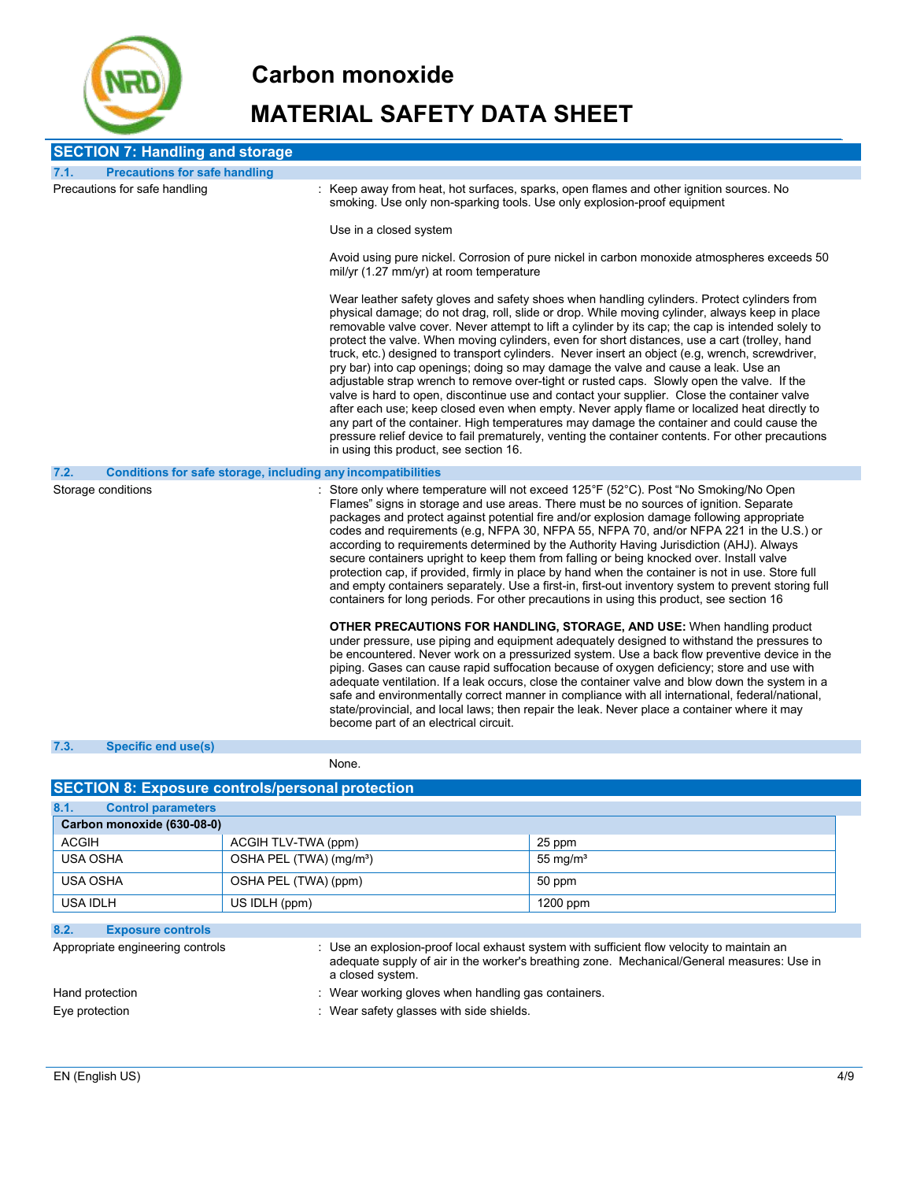# Carbon monoxide

# MATERIAL SAFETY DATA SHEET

## SECTION 7: Handling and storage

### 7.1. Precautions for safe handling

Precautions for safe handling : Keep away from heat, hot surfaces, sparks, open flames and other ignition sources. No smoking. Use only non-sparking tools. Use only explosion-proof equipment

Use in a closed system

Avoid using pure nickel. Corrosion of pure nickel in carbon monoxide atmospheres exceeds 50 mil/yr (1.27 mm/yr) at room temperature

Wear leather safety gloves and safety shoes when handling cylinders. Protect cylinders from physical damage; do not drag, roll, slide or drop. While moving cylinder, always keep in place removable valve cover. Never attempt to lift a cylinder by its cap; the cap is intended solely to protect the valve. When moving cylinders, even for short distances, use a cart (trolley, hand truck, etc.) designed to transport cylinders. Never insert an object (e.g, wrench, screwdriver, pry bar) into cap openings; doing so may damage the valve and cause a leak. Use an adjustable strap wrench to remove over-tight or rusted caps. Slowly open the valve. If the valve is hard to open, discontinue use and contact your supplier. Close the container valve after each use; keep closed even when empty. Never apply flame or localized heat directly to any part of the container. High temperatures may damage the container and could cause the pressure relief device to fail prematurely, venting the container contents. For other precautions in using this product, see section 16.

### 7.2. Conditions for safe storage, including any incompatibilities

Storage conditions : Store only where temperature will not exceed 125°F (52°C). Post "No Smoking/No Open Flames" signs in storage and use areas. There must be no sources of ignition. Separate packages and protect against potential fire and/or explosion damage following appropriate codes and requirements (e.g, NFPA 30, NFPA 55, NFPA 70, and/or NFPA 221 in the U.S.) or according to requirements determined by the Authority Having Jurisdiction (AHJ). Always secure containers upright to keep them from falling or being knocked over. Install valve protection cap, if provided, firmly in place by hand when the container is not in use. Store full and empty containers separately. Use a first-in, first-out inventory system to prevent storing full containers for long periods. For other precautions in using this product, see section 16

**OTHER PRECAUTIONS FOR HANDLING, STORAGE, AND USE:** When handling product under pressure, use piping and equipment adequately designed to withstand the pressures to be encountered. Never work on a pressurized system. Use a back flow preventive device in the piping. Gases can cause rapid suffocation because of oxygen deficiency; store and use with adequate ventilation. If a leak occurs, close the container valve and blow down the system in a safe and environmentally correct manner in compliance with all international, federal/national, state/provincial, and local laws; then repair the leak. Never place a container where it may become part of an electrical circuit.

### 7.3. Specific end use(s)

None.

## SECTION 8: Exposure controls/personal protection

### 8.1. Control parameters

| Carbon monoxide (630-08-0) | | |
|---|---|---|
| ACGIH | ACGIH TLV-TWA (ppm) | 25 ppm |
| USA OSHA | OSHA PEL (TWA) (mg/m³) | 55 mg/m³ |
| USA OSHA | OSHA PEL (TWA) (ppm) | 50 ppm |
| USA IDLH | US IDLH (ppm) | 1200 ppm |

### 8.2. Exposure controls

Appropriate engineering controls : Use an explosion-proof local exhaust system with sufficient flow velocity to maintain an adequate supply of air in the worker's breathing zone. Mechanical/General measures: Use in a closed system.

Hand protection : Wear working gloves when handling gas containers.

Eye protection : Wear safety glasses with side shields.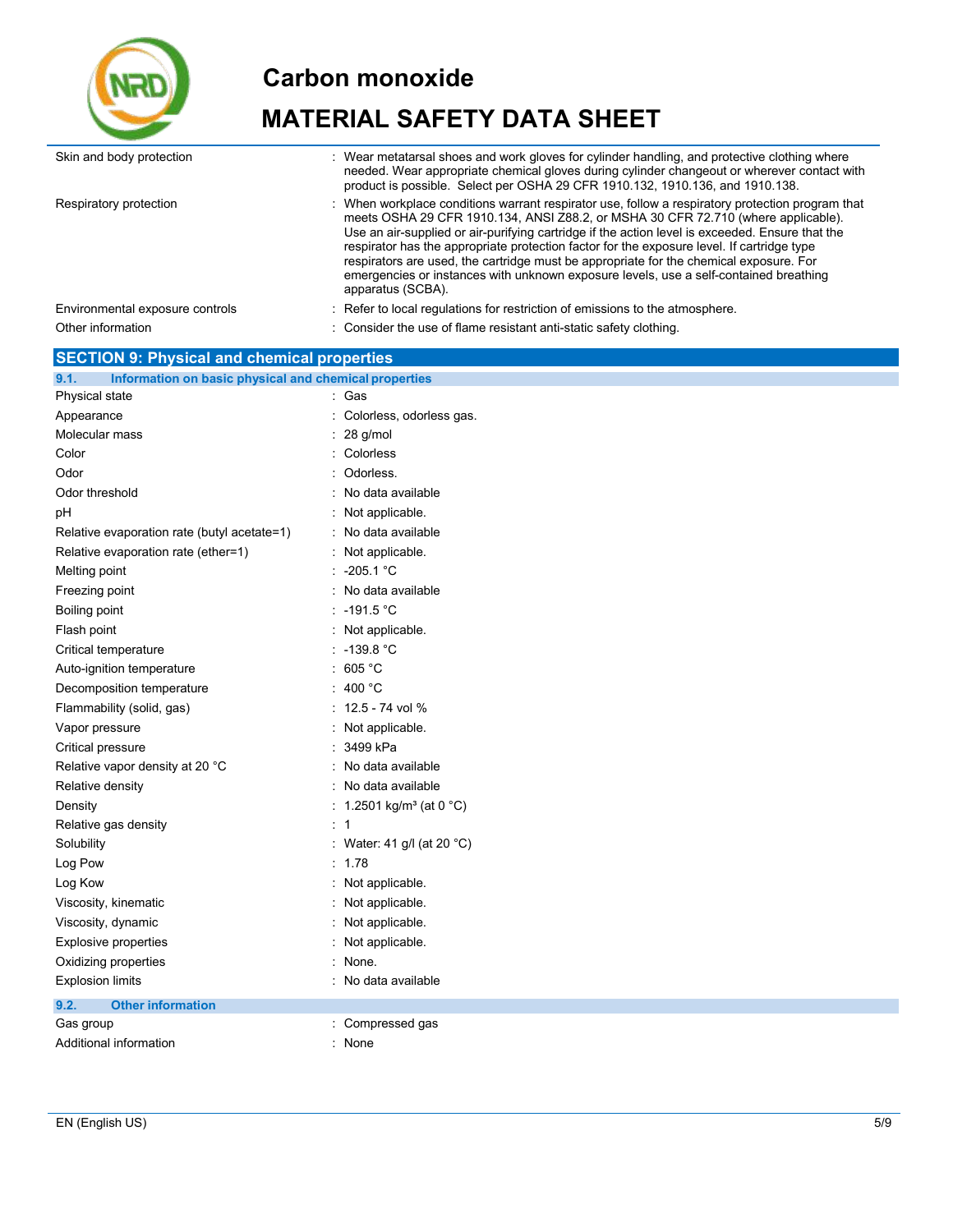| | |
|---|---|
| Skin and body protection | : Wear metatarsal shoes and work gloves for cylinder handling, and protective clothing where needed. Wear appropriate chemical gloves during cylinder changeout or wherever contact with product is possible. Select per OSHA 29 CFR 1910.132, 1910.136, and 1910.138. |
| Respiratory protection | : When workplace conditions warrant respirator use, follow a respiratory protection program that meets OSHA 29 CFR 1910.134, ANSI Z88.2, or MSHA 30 CFR 72.710 (where applicable). Use an air-supplied or air-purifying cartridge if the action level is exceeded. Ensure that the respirator has the appropriate protection factor for the exposure level. If cartridge type respirators are used, the cartridge must be appropriate for the chemical exposure. For emergencies or instances with unknown exposure levels, use a self-contained breathing apparatus (SCBA). |
| Environmental exposure controls | : Refer to local regulations for restriction of emissions to the atmosphere. |
| Other information | : Consider the use of flame resistant anti-static safety clothing. |

## SECTION 9: Physical and chemical properties

### 9.1. Information on basic physical and chemical properties

| | |
|---|---|
| Physical state | : Gas |
| Appearance | : Colorless, odorless gas. |
| Molecular mass | : 28 g/mol |
| Color | : Colorless |
| Odor | : Odorless. |
| Odor threshold | : No data available |
| pH | : Not applicable. |
| Relative evaporation rate (butyl acetate=1) | : No data available |
| Relative evaporation rate (ether=1) | : Not applicable. |
| Melting point | : -205.1 °C |
| Freezing point | : No data available |
| Boiling point | : -191.5 °C |
| Flash point | : Not applicable. |
| Critical temperature | : -139.8 °C |
| Auto-ignition temperature | : 605 °C |
| Decomposition temperature | : 400 °C |
| Flammability (solid, gas) | : 12.5 - 74 vol % |
| Vapor pressure | : Not applicable. |
| Critical pressure | : 3499 kPa |
| Relative vapor density at 20 °C | : No data available |
| Relative density | : No data available |
| Density | : 1.2501 kg/m³ (at 0 °C) |
| Relative gas density | : 1 |
| Solubility | : Water: 41 g/l (at 20 °C) |
| Log Pow | : 1.78 |
| Log Kow | : Not applicable. |
| Viscosity, kinematic | : Not applicable. |
| Viscosity, dynamic | : Not applicable. |
| Explosive properties | : Not applicable. |
| Oxidizing properties | : None. |
| Explosion limits | : No data available |

### 9.2. Other information

| | |
|---|---|
| Gas group | : Compressed gas |
| Additional information | : None |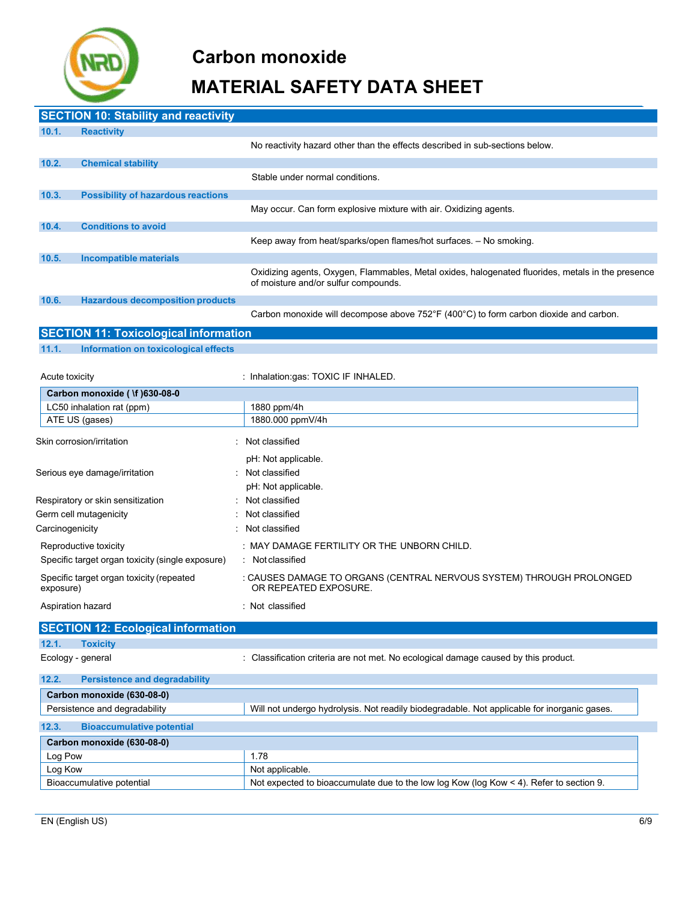## SECTION 10: Stability and reactivity

### 10.1. Reactivity

No reactivity hazard other than the effects described in sub-sections below.

### 10.2. Chemical stability

Stable under normal conditions.

### 10.3. Possibility of hazardous reactions

May occur. Can form explosive mixture with air. Oxidizing agents.

### 10.4. Conditions to avoid

Keep away from heat/sparks/open flames/hot surfaces. – No smoking.

### 10.5. Incompatible materials

Oxidizing agents, Oxygen, Flammables, Metal oxides, halogenated fluorides, metals in the presence of moisture and/or sulfur compounds.

### 10.6. Hazardous decomposition products

Carbon monoxide will decompose above 752°F (400°C) to form carbon dioxide and carbon.

## SECTION 11: Toxicological information

### 11.1. Information on toxicological effects

Acute toxicity : Inhalation:gas: TOXIC IF INHALED.

| Carbon monoxide ( \f )630-08-0 | |
|---|---|
| LC50 inhalation rat (ppm) | 1880 ppm/4h |
| ATE US (gases) | 1880.000 ppmV/4h |

Skin corrosion/irritation : Not classified
pH: Not applicable.

Serious eye damage/irritation : Not classified
pH: Not applicable.

Respiratory or skin sensitization : Not classified

Germ cell mutagenicity : Not classified

Carcinogenicity : Not classified

Reproductive toxicity : MAY DAMAGE FERTILITY OR THE UNBORN CHILD.

Specific target organ toxicity (single exposure) : Not classified

Specific target organ toxicity (repeated exposure) : CAUSES DAMAGE TO ORGANS (CENTRAL NERVOUS SYSTEM) THROUGH PROLONGED OR REPEATED EXPOSURE.

Aspiration hazard : Not classified

## SECTION 12: Ecological information

### 12.1. Toxicity

Ecology - general : Classification criteria are not met. No ecological damage caused by this product.

### 12.2. Persistence and degradability

| Carbon monoxide (630-08-0) | |
|---|---|
| Persistence and degradability | Will not undergo hydrolysis. Not readily biodegradable. Not applicable for inorganic gases. |

### 12.3. Bioaccumulative potential

| Carbon monoxide (630-08-0) | |
|---|---|
| Log Pow | 1.78 |
| Log Kow | Not applicable. |
| Bioaccumulative potential | Not expected to bioaccumulate due to the low log Kow (log Kow < 4). Refer to section 9. |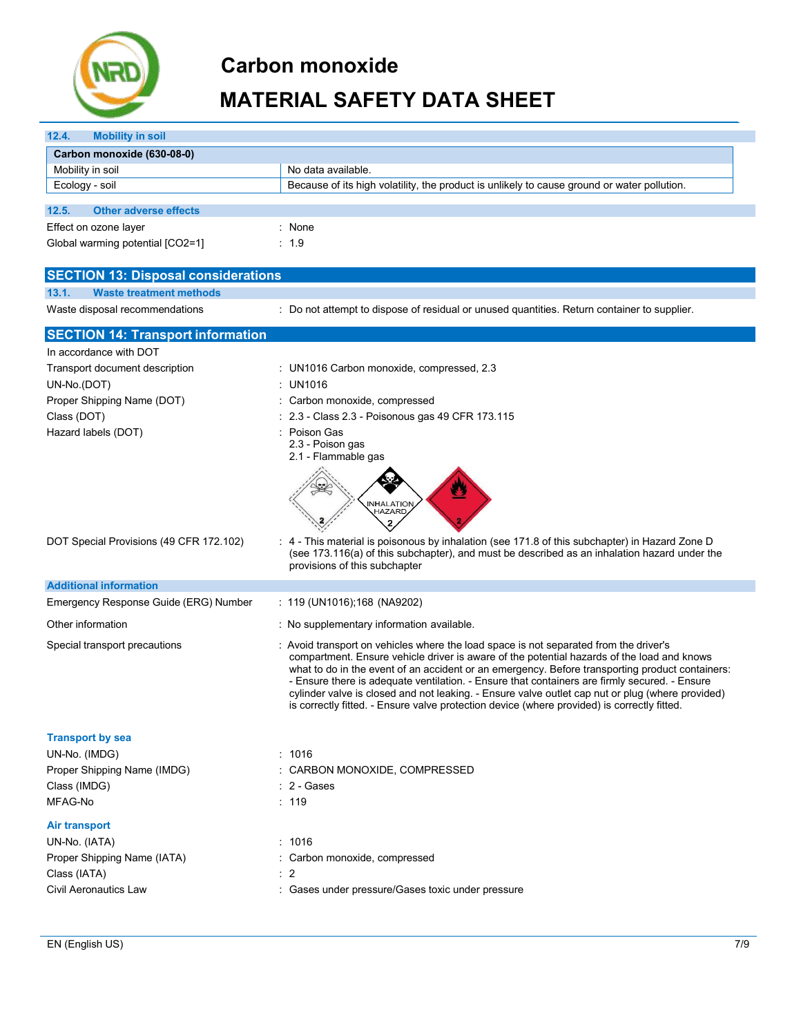### 12.4. Mobility in soil

| Carbon monoxide (630-08-0) | |
|---|---|
| Mobility in soil | No data available. |
| Ecology - soil | Because of its high volatility, the product is unlikely to cause ground or water pollution. |

### 12.5. Other adverse effects

Effect on ozone layer : None

Global warming potential [CO2=1] : 1.9

## SECTION 13: Disposal considerations

### 13.1. Waste treatment methods

Waste disposal recommendations : Do not attempt to dispose of residual or unused quantities. Return container to supplier.

## SECTION 14: Transport information

In accordance with DOT

Transport document description : UN1016 Carbon monoxide, compressed, 2.3

UN-No.(DOT) : UN1016

Proper Shipping Name (DOT) : Carbon monoxide, compressed

Class (DOT) : 2.3 - Class 2.3 - Poisonous gas 49 CFR 173.115

Hazard labels (DOT) : Poison Gas
2.3 - Poison gas
2.1 - Flammable gas

DOT Special Provisions (49 CFR 172.102) : 4 - This material is poisonous by inhalation (see 171.8 of this subchapter) in Hazard Zone D (see 173.116(a) of this subchapter), and must be described as an inhalation hazard under the provisions of this subchapter

### Additional information

Emergency Response Guide (ERG) Number : 119 (UN1016);168 (NA9202)

Other information : No supplementary information available.

Special transport precautions : Avoid transport on vehicles where the load space is not separated from the driver's compartment. Ensure vehicle driver is aware of the potential hazards of the load and knows what to do in the event of an accident or an emergency. Before transporting product containers: - Ensure there is adequate ventilation. - Ensure that containers are firmly secured. - Ensure cylinder valve is closed and not leaking. - Ensure valve outlet cap nut or plug (where provided) is correctly fitted. - Ensure valve protection device (where provided) is correctly fitted.

### Transport by sea

UN-No. (IMDG) : 1016

Proper Shipping Name (IMDG) : CARBON MONOXIDE, COMPRESSED

Class (IMDG) : 2 - Gases

MFAG-No : 119

### Air transport

UN-No. (IATA) : 1016

Proper Shipping Name (IATA) : Carbon monoxide, compressed

Class (IATA) : 2

Civil Aeronautics Law : Gases under pressure/Gases toxic under pressure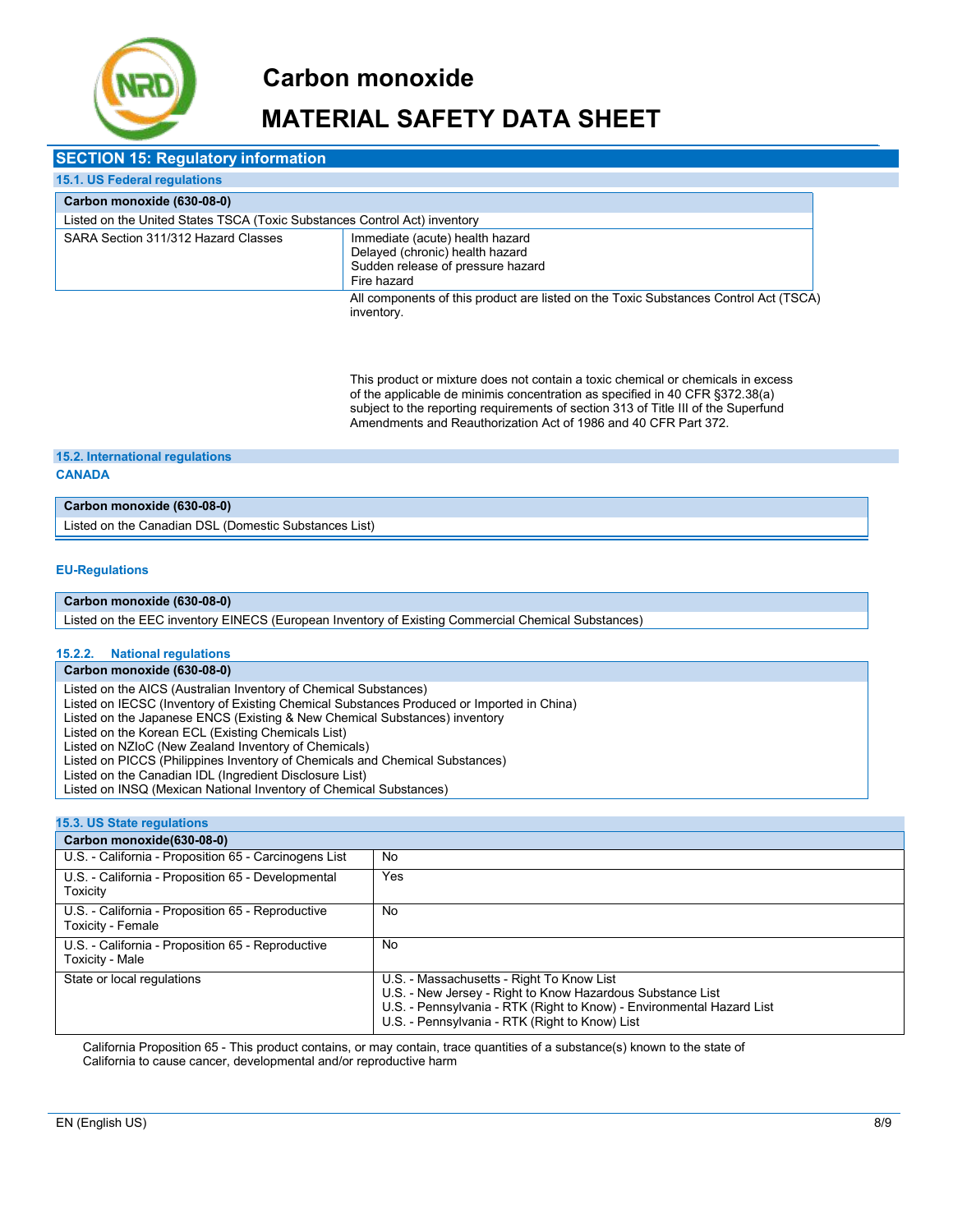## SECTION 15: Regulatory information

### 15.1. US Federal regulations

| Carbon monoxide (630-08-0) | |
|---|---|
| Listed on the United States TSCA (Toxic Substances Control Act) inventory | |
| SARA Section 311/312 Hazard Classes | Immediate (acute) health hazard<br>Delayed (chronic) health hazard<br>Sudden release of pressure hazard<br>Fire hazard |

All components of this product are listed on the Toxic Substances Control Act (TSCA) inventory.

This product or mixture does not contain a toxic chemical or chemicals in excess of the applicable de minimis concentration as specified in 40 CFR §372.38(a) subject to the reporting requirements of section 313 of Title III of the Superfund Amendments and Reauthorization Act of 1986 and 40 CFR Part 372.

### 15.2. International regulations

**CANADA**

| Carbon monoxide (630-08-0) |
|---|
| Listed on the Canadian DSL (Domestic Substances List) |

**EU-Regulations**

| Carbon monoxide (630-08-0) |
|---|
| Listed on the EEC inventory EINECS (European Inventory of Existing Commercial Chemical Substances) |

#### 15.2.2. National regulations

| Carbon monoxide (630-08-0) |
|---|
| Listed on the AICS (Australian Inventory of Chemical Substances)<br>Listed on IECSC (Inventory of Existing Chemical Substances Produced or Imported in China)<br>Listed on the Japanese ENCS (Existing & New Chemical Substances) inventory<br>Listed on the Korean ECL (Existing Chemicals List)<br>Listed on NZIoC (New Zealand Inventory of Chemicals)<br>Listed on PICCS (Philippines Inventory of Chemicals and Chemical Substances)<br>Listed on the Canadian IDL (Ingredient Disclosure List)<br>Listed on INSQ (Mexican National Inventory of Chemical Substances) |

### 15.3. US State regulations

| Carbon monoxide(630-08-0) | |
|---|---|
| U.S. - California - Proposition 65 - Carcinogens List | No |
| U.S. - California - Proposition 65 - Developmental Toxicity | Yes |
| U.S. - California - Proposition 65 - Reproductive Toxicity - Female | No |
| U.S. - California - Proposition 65 - Reproductive Toxicity - Male | No |
| State or local regulations | U.S. - Massachusetts - Right To Know List<br>U.S. - New Jersey - Right to Know Hazardous Substance List<br>U.S. - Pennsylvania - RTK (Right to Know) - Environmental Hazard List<br>U.S. - Pennsylvania - RTK (Right to Know) List |

California Proposition 65 - This product contains, or may contain, trace quantities of a substance(s) known to the state of California to cause cancer, developmental and/or reproductive harm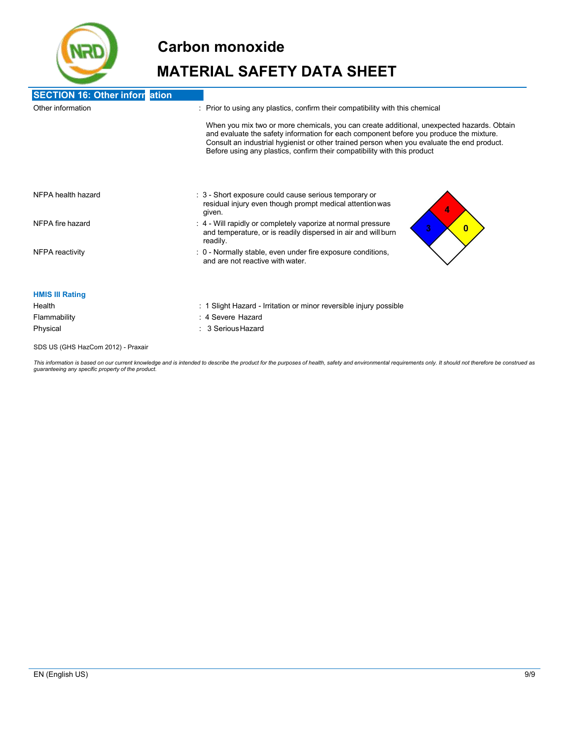# Carbon monoxide

# MATERIAL SAFETY DATA SHEET

## SECTION 16: Other information

| | |
|---|---|
| Other information | : Prior to using any plastics, confirm their compatibility with this chemical<br><br>When you mix two or more chemicals, you can create additional, unexpected hazards. Obtain and evaluate the safety information for each component before you produce the mixture. Consult an industrial hygienist or other trained person when you evaluate the end product. Before using any plastics, confirm their compatibility with this product |
| NFPA health hazard | : 3 - Short exposure could cause serious temporary or residual injury even though prompt medical attention was given. |
| NFPA fire hazard | : 4 - Will rapidly or completely vaporize at normal pressure and temperature, or is readily dispersed in air and will burn readily. |
| NFPA reactivity | : 0 - Normally stable, even under fire exposure conditions, and are not reactive with water. |

4

3

0

### HMIS III Rating

| | |
|---|---|
| Health | : 1 Slight Hazard - Irritation or minor reversible injury possible |
| Flammability | : 4 Severe Hazard |
| Physical | : 3 Serious Hazard |

SDS US (GHS HazCom 2012) - Praxair

*This information is based on our current knowledge and is intended to describe the product for the purposes of health, safety and environmental requirements only. It should not therefore be construed as guaranteeing any specific property of the product.*

EN (English US)